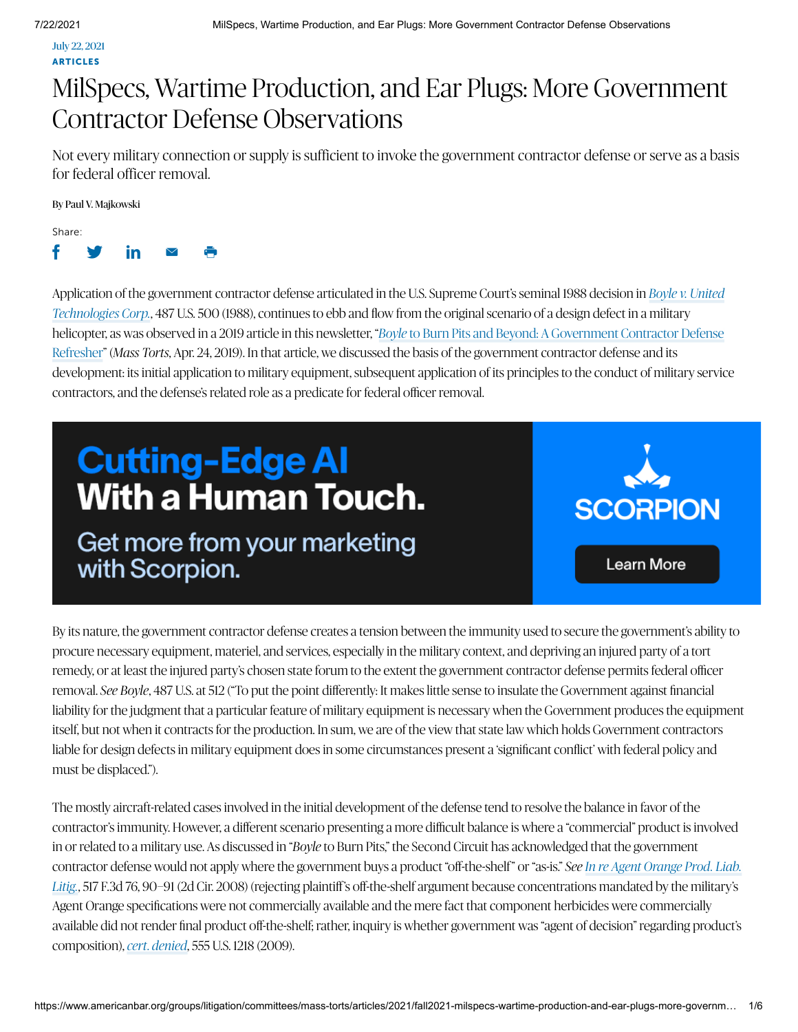July 22, 2021

**ARTICLES**

# MilSpecs, Wartime Production, and Ear Plugs: More Government Contractor Defense Observations

Not every military connection or supply is sufficient to invoke the government contractor defense or serve as a basis for federal officer removal.

By Paul V. Majkowski

Application of the government contractor defense articulated in the U.S. Supreme Court's seminal 1988 decision in *Boyle v. United Technologies Corp.*, 487 U.S. 500 (1988), continues to ebb and flow from the original scenario of a design defect in a military helicopter, as was observed in a 2019 article in this newsletter, "*Boyle* to Burn Pits and Beyond: A Government Contractor Defense Refresher" (*Mass Torts*, Apr. 24, 2019). In that article, we discussed the basis of the government contractor defense and its development: its initial application to military equipment, subsequent application of its principles to the conduct of military service contractors, and the defense's related role as a predicate for federal officer removal.

By its nature, the government contractor defense creates a tension between the immunity used to secure the government's ability to procure necessary equipment, materiel, and services, especially in the military context, and depriving an injured party of a tort remedy, or at least the injured party's chosen state forum to the extent the government contractor defense permits federal officer removal. *See Boyle*, 487 U.S. at 512 ("To put the point differently: It makes little sense to insulate the Government against financial liability for the judgment that a particular feature of military equipment is necessary when the Government produces the equipment itself, but not when it contracts for the production. In sum, we are of the view that state law which holds Government contractors liable for design defects in military equipment does in some circumstances present a 'significant conflict' with federal policy and must be displaced.").

The mostly aircraft-related cases involved in the initial development of the defense tend to resolve the balance in favor of the contractor's immunity. However, a different scenario presenting a more difficult balance is where a "commercial" product is involved in or related to a military use. As discussed in "*Boyle* to Burn Pits," the Second Circuit has acknowledged that the government contractor defense would not apply where the government buys a product "off-the-shelf" or "as-is." *See In re Agent Orange Prod. Liab. Litig.*, 517 F.3d 76, 90–91 (2d Cir. 2008) (rejecting plaintiff's off-the-shelf argument because concentrations mandated by the military's Agent Orange specifications were not commercially available and the mere fact that component herbicides were commercially available did not render final product off-the-shelf; rather, inquiry is whether government was "agent of decision" regarding product's composition), *cert. denied*, 555 U.S. 1218 (2009).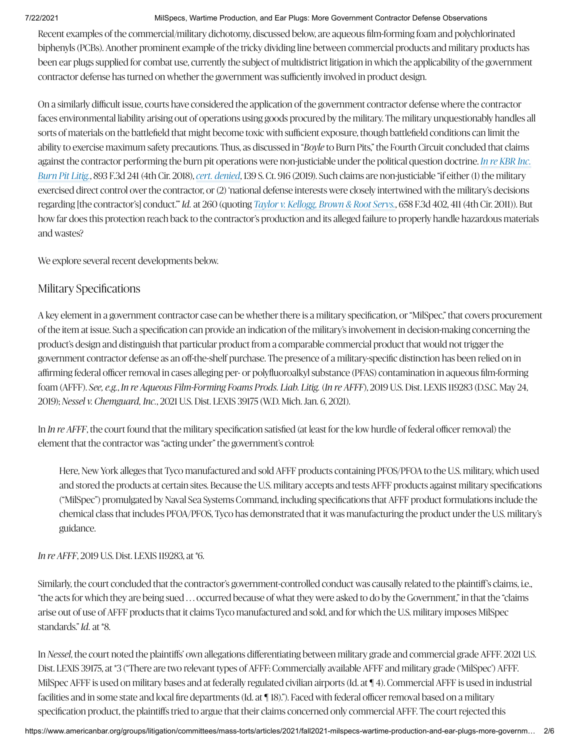Recent examples of the commercial/military dichotomy, discussed below, are aqueous film-forming foam and polychlorinated biphenyls (PCBs). Another prominent example of the tricky dividing line between commercial products and military products has been ear plugs supplied for combat use, currently the subject of multidistrict litigation in which the applicability of the government contractor defense has turned on whether the government was sufficiently involved in product design.

On a similarly difficult issue, courts have considered the application of the government contractor defense where the contractor faces environmental liability arising out of operations using goods procured by the military. The military unquestionably handles all sorts of materials on the battlefield that might become toxic with sufficient exposure, though battlefield conditions can limit the ability to exercise maximum safety precautions. Thus, as discussed in "*Boyle* to Burn Pits," the Fourth Circuit concluded that claims against the contractor performing the burn pit operations were non-justiciable under the political question doctrine. *In re KBR Inc. Burn Pit Litig.*, 893 F.3d 241 (4th Cir. 2018), *cert. denied*, 139 S. Ct. 916 (2019). Such claims are non-justiciable "if either (1) the military exercised direct control over the contractor, or (2) 'national defense interests were closely intertwined with the military's decisions regarding [the contractor's] conduct.'" *Id.* at 260 (quoting *Taylor v. Kellogg, Brown & Root Servs.*, 658 F.3d 402, 411 (4th Cir. 2011)). But how far does this protection reach back to the contractor's production and its alleged failure to properly handle hazardous materials and wastes?

We explore several recent developments below.

## Military Specifications

A key element in a government contractor case can be whether there is a military specification, or "MilSpec," that covers procurement of the item at issue. Such a specification can provide an indication of the military's involvement in decision-making concerning the product's design and distinguish that particular product from a comparable commercial product that would not trigger the government contractor defense as an off-the-shelf purchase. The presence of a military-specific distinction has been relied on in affirming federal officer removal in cases alleging per- or polyfluoroalkyl substance (PFAS) contamination in aqueous film-forming foam (AFFF). *See, e.g.*, *In re Aqueous Film-Forming Foams Prods. Liab. Litig.* (*In re AFFF*), 2019 U.S. Dist. LEXIS 119283 (D.S.C. May 24, 2019); *Nessel v. Chemguard, Inc.*, 2021 U.S. Dist. LEXIS 39175 (W.D. Mich. Jan. 6, 2021).

In *In re AFFF*, the court found that the military specification satisfied (at least for the low hurdle of federal officer removal) the element that the contractor was "acting under" the government's control:

> Here, New York alleges that Tyco manufactured and sold AFFF products containing PFOS/PFOA to the U.S. military, which used and stored the products at certain sites. Because the U.S. military accepts and tests AFFF products against military specifications ("MilSpec") promulgated by Naval Sea Systems Command, including specifications that AFFF product formulations include the chemical class that includes PFOA/PFOS, Tyco has demonstrated that it was manufacturing the product under the U.S. military's guidance.

*In re AFFF*, 2019 U.S. Dist. LEXIS 119283, at *6.

Similarly, the court concluded that the contractor's government-controlled conduct was causally related to the plaintiff's claims, i.e., "the acts for which they are being sued . . . occurred because of what they were asked to do by the Government," in that the "claims arise out of use of AFFF products that it claims Tyco manufactured and sold, and for which the U.S. military imposes MilSpec standards." *Id.* at *8.

In *Nessel*, the court noted the plaintiffs' own allegations differentiating between military grade and commercial grade AFFF. 2021 U.S. Dist. LEXIS 39175, at *3 ("There are two relevant types of AFFF: Commercially available AFFF and military grade ('MilSpec') AFFF. MilSpec AFFF is used on military bases and at federally regulated civilian airports (Id. at ¶ 4). Commercial AFFF is used in industrial facilities and in some state and local fire departments (Id. at ¶ 18)."). Faced with federal officer removal based on a military specification product, the plaintiffs tried to argue that their claims concerned only commercial AFFF. The court rejected this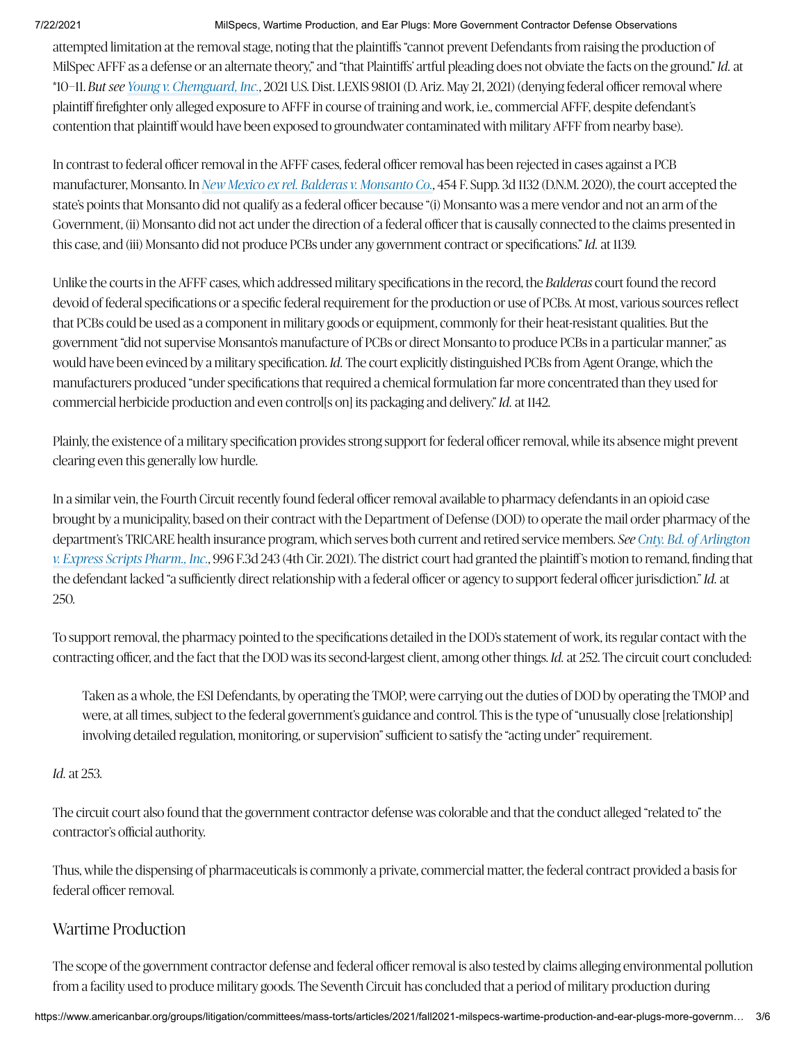attempted limitation at the removal stage, noting that the plaintiffs "cannot prevent Defendants from raising the production of MilSpec AFFF as a defense or an alternate theory," and "that Plaintiffs' artful pleading does not obviate the facts on the ground." *Id.* at *10–11. *But see* [*Young v. Chemguard, Inc.*](), 2021 U.S. Dist. LEXIS 98101 (D. Ariz. May 21, 2021) (denying federal officer removal where plaintiff firefighter only alleged exposure to AFFF in course of training and work, i.e., commercial AFFF, despite defendant's contention that plaintiff would have been exposed to groundwater contaminated with military AFFF from nearby base).

In contrast to federal officer removal in the AFFF cases, federal officer removal has been rejected in cases against a PCB manufacturer, Monsanto. In [*New Mexico ex rel. Balderas v. Monsanto Co.*](), 454 F. Supp. 3d 1132 (D.N.M. 2020), the court accepted the state's points that Monsanto did not qualify as a federal officer because "(i) Monsanto was a mere vendor and not an arm of the Government, (ii) Monsanto did not act under the direction of a federal officer that is causally connected to the claims presented in this case, and (iii) Monsanto did not produce PCBs under any government contract or specifications." *Id.* at 1139.

Unlike the courts in the AFFF cases, which addressed military specifications in the record, the *Balderas* court found the record devoid of federal specifications or a specific federal requirement for the production or use of PCBs. At most, various sources reflect that PCBs could be used as a component in military goods or equipment, commonly for their heat-resistant qualities. But the government "did not supervise Monsanto's manufacture of PCBs or direct Monsanto to produce PCBs in a particular manner," as would have been evinced by a military specification. *Id.* The court explicitly distinguished PCBs from Agent Orange, which the manufacturers produced "under specifications that required a chemical formulation far more concentrated than they used for commercial herbicide production and even control[s on] its packaging and delivery." *Id.* at 1142.

Plainly, the existence of a military specification provides strong support for federal officer removal, while its absence might prevent clearing even this generally low hurdle.

In a similar vein, the Fourth Circuit recently found federal officer removal available to pharmacy defendants in an opioid case brought by a municipality, based on their contract with the Department of Defense (DOD) to operate the mail order pharmacy of the department's TRICARE health insurance program, which serves both current and retired service members. *See* [*Cnty. Bd. of Arlington v. Express Scripts Pharm., Inc.*](), 996 F.3d 243 (4th Cir. 2021). The district court had granted the plaintiff's motion to remand, finding that the defendant lacked "a sufficiently direct relationship with a federal officer or agency to support federal officer jurisdiction." *Id.* at 250.

To support removal, the pharmacy pointed to the specifications detailed in the DOD's statement of work, its regular contact with the contracting officer, and the fact that the DOD was its second-largest client, among other things. *Id.* at 252. The circuit court concluded:

> Taken as a whole, the ESI Defendants, by operating the TMOP, were carrying out the duties of DOD by operating the TMOP and were, at all times, subject to the federal government's guidance and control. This is the type of "unusually close [relationship] involving detailed regulation, monitoring, or supervision" sufficient to satisfy the "acting under" requirement.

*Id.* at 253.

The circuit court also found that the government contractor defense was colorable and that the conduct alleged "related to" the contractor's official authority.

Thus, while the dispensing of pharmaceuticals is commonly a private, commercial matter, the federal contract provided a basis for federal officer removal.

## Wartime Production

The scope of the government contractor defense and federal officer removal is also tested by claims alleging environmental pollution from a facility used to produce military goods. The Seventh Circuit has concluded that a period of military production during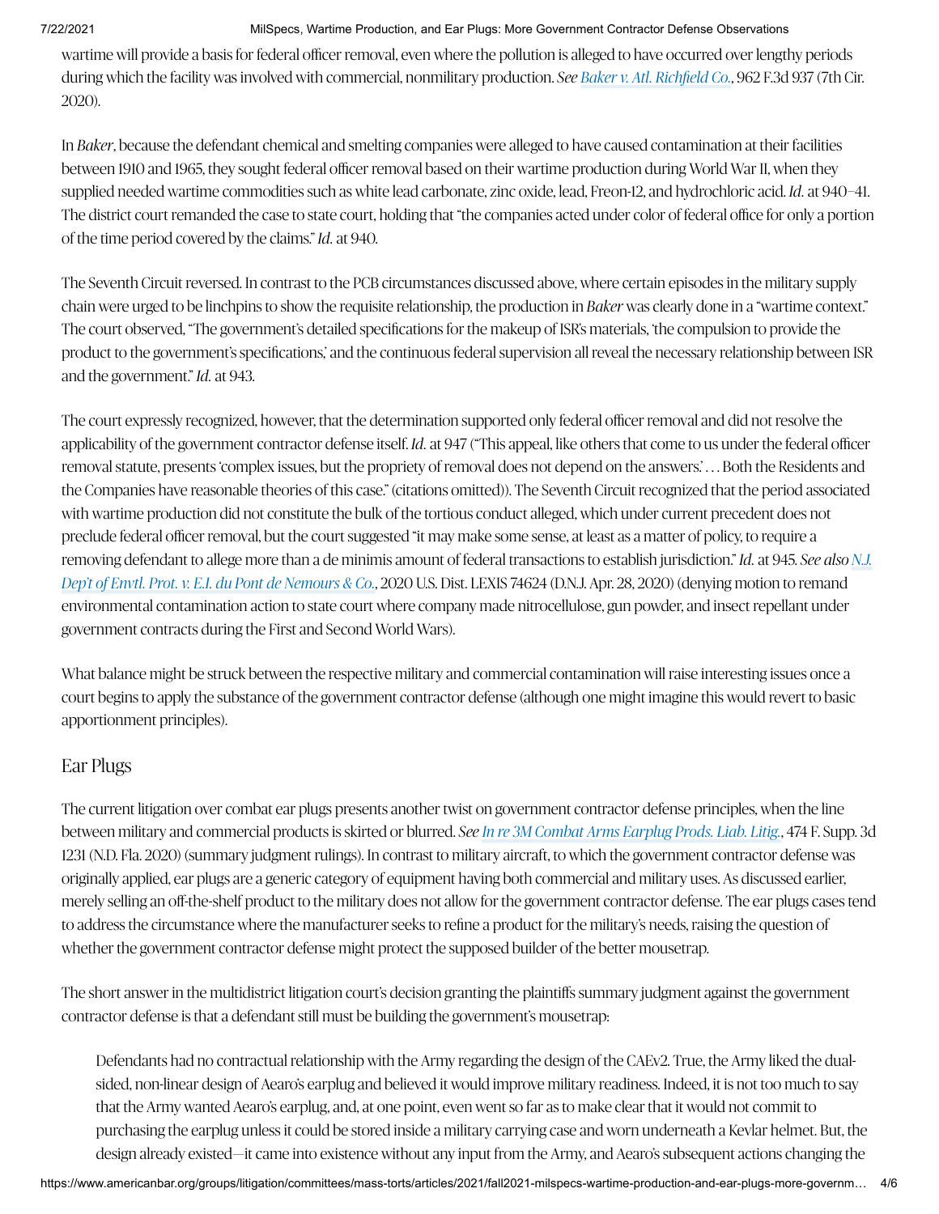wartime will provide a basis for federal officer removal, even where the pollution is alleged to have occurred over lengthy periods during which the facility was involved with commercial, nonmilitary production. *See Baker v. Atl. Richfield Co.*, 962 F.3d 937 (7th Cir. 2020).

In *Baker*, because the defendant chemical and smelting companies were alleged to have caused contamination at their facilities between 1910 and 1965, they sought federal officer removal based on their wartime production during World War II, when they supplied needed wartime commodities such as white lead carbonate, zinc oxide, lead, Freon-12, and hydrochloric acid. *Id.* at 940–41. The district court remanded the case to state court, holding that "the companies acted under color of federal office for only a portion of the time period covered by the claims." *Id.* at 940.

The Seventh Circuit reversed. In contrast to the PCB circumstances discussed above, where certain episodes in the military supply chain were urged to be linchpins to show the requisite relationship, the production in *Baker* was clearly done in a "wartime context." The court observed, "The government's detailed specifications for the makeup of ISR's materials, 'the compulsion to provide the product to the government's specifications,' and the continuous federal supervision all reveal the necessary relationship between ISR and the government." *Id.* at 943.

The court expressly recognized, however, that the determination supported only federal officer removal and did not resolve the applicability of the government contractor defense itself. *Id.* at 947 ("This appeal, like others that come to us under the federal officer removal statute, presents 'complex issues, but the propriety of removal does not depend on the answers.' . . . Both the Residents and the Companies have reasonable theories of this case." (citations omitted)). The Seventh Circuit recognized that the period associated with wartime production did not constitute the bulk of the tortious conduct alleged, which under current precedent does not preclude federal officer removal, but the court suggested "it may make some sense, at least as a matter of policy, to require a removing defendant to allege more than a de minimis amount of federal transactions to establish jurisdiction." *Id.* at 945. *See also N.J. Dep't of Envtl. Prot. v. E.I. du Pont de Nemours & Co.*, 2020 U.S. Dist. LEXIS 74624 (D.N.J. Apr. 28, 2020) (denying motion to remand environmental contamination action to state court where company made nitrocellulose, gun powder, and insect repellant under government contracts during the First and Second World Wars).

What balance might be struck between the respective military and commercial contamination will raise interesting issues once a court begins to apply the substance of the government contractor defense (although one might imagine this would revert to basic apportionment principles).

## Ear Plugs

The current litigation over combat ear plugs presents another twist on government contractor defense principles, when the line between military and commercial products is skirted or blurred. *See In re 3M Combat Arms Earplug Prods. Liab. Litig.*, 474 F. Supp. 3d 1231 (N.D. Fla. 2020) (summary judgment rulings). In contrast to military aircraft, to which the government contractor defense was originally applied, ear plugs are a generic category of equipment having both commercial and military uses. As discussed earlier, merely selling an off-the-shelf product to the military does not allow for the government contractor defense. The ear plugs cases tend to address the circumstance where the manufacturer seeks to refine a product for the military's needs, raising the question of whether the government contractor defense might protect the supposed builder of the better mousetrap.

The short answer in the multidistrict litigation court's decision granting the plaintiffs summary judgment against the government contractor defense is that a defendant still must be building the government's mousetrap:

> Defendants had no contractual relationship with the Army regarding the design of the CAEv2. True, the Army liked the dual-sided, non-linear design of Aearo's earplug and believed it would improve military readiness. Indeed, it is not too much to say that the Army wanted Aearo's earplug, and, at one point, even went so far as to make clear that it would not commit to purchasing the earplug unless it could be stored inside a military carrying case and worn underneath a Kevlar helmet. But, the design already existed—it came into existence without any input from the Army, and Aearo's subsequent actions changing the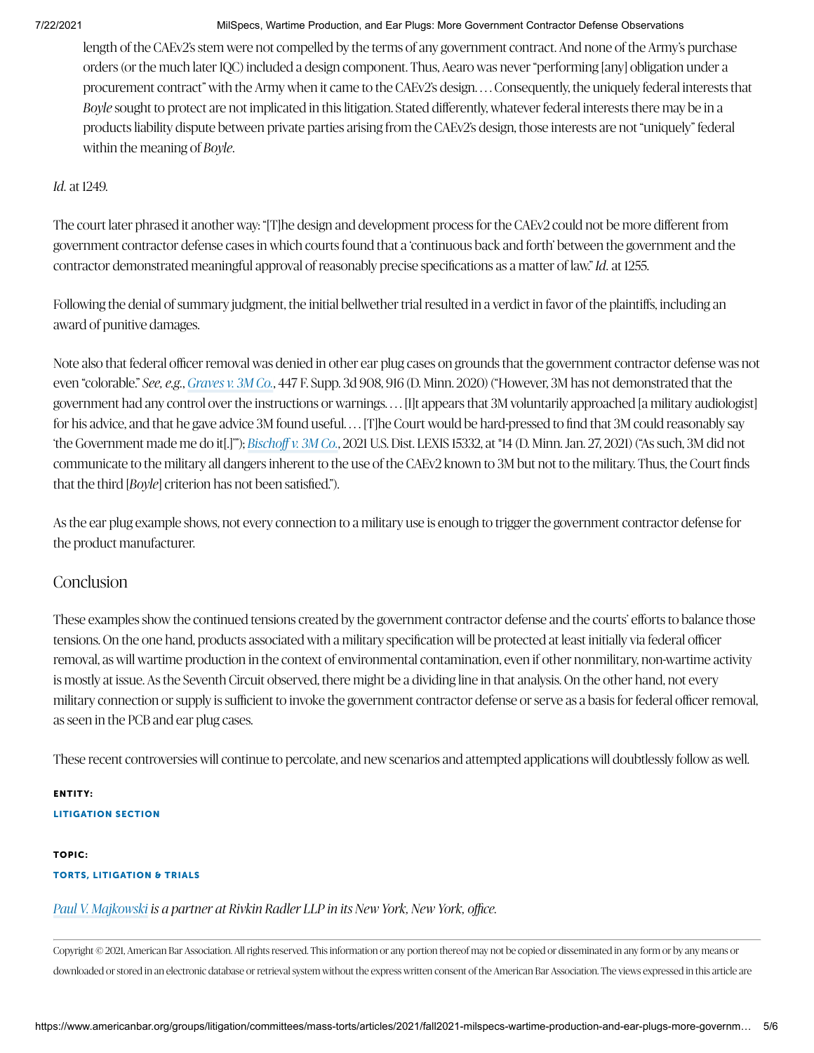length of the CAEv2's stem were not compelled by the terms of any government contract. And none of the Army's purchase orders (or the much later IQC) included a design component. Thus, Aearo was never "performing [any] obligation under a procurement contract" with the Army when it came to the CAEv2's design. . . . Consequently, the uniquely federal interests that *Boyle* sought to protect are not implicated in this litigation. Stated differently, whatever federal interests there may be in a products liability dispute between private parties arising from the CAEv2's design, those interests are not "uniquely" federal within the meaning of *Boyle*.

*Id.* at 1249.

The court later phrased it another way: "[T]he design and development process for the CAEv2 could not be more different from government contractor defense cases in which courts found that a 'continuous back and forth' between the government and the contractor demonstrated meaningful approval of reasonably precise specifications as a matter of law." *Id.* at 1255.

Following the denial of summary judgment, the initial bellwether trial resulted in a verdict in favor of the plaintiffs, including an award of punitive damages.

Note also that federal officer removal was denied in other ear plug cases on grounds that the government contractor defense was not even "colorable." *See, e.g., Graves v. 3M Co.*, 447 F. Supp. 3d 908, 916 (D. Minn. 2020) ("However, 3M has not demonstrated that the government had any control over the instructions or warnings. . . . [I]t appears that 3M voluntarily approached [a military audiologist] for his advice, and that he gave advice 3M found useful. . . . [T]he Court would be hard-pressed to find that 3M could reasonably say 'the Government made me do it[.]'"); *Bischoff v. 3M Co.*, 2021 U.S. Dist. LEXIS 15332, at *14 (D. Minn. Jan. 27, 2021) ("As such, 3M did not communicate to the military all dangers inherent to the use of the CAEv2 known to 3M but not to the military. Thus, the Court finds that the third [*Boyle*] criterion has not been satisfied.").

As the ear plug example shows, not every connection to a military use is enough to trigger the government contractor defense for the product manufacturer.

## Conclusion

These examples show the continued tensions created by the government contractor defense and the courts' efforts to balance those tensions. On the one hand, products associated with a military specification will be protected at least initially via federal officer removal, as will wartime production in the context of environmental contamination, even if other nonmilitary, non-wartime activity is mostly at issue. As the Seventh Circuit observed, there might be a dividing line in that analysis. On the other hand, not every military connection or supply is sufficient to invoke the government contractor defense or serve as a basis for federal officer removal, as seen in the PCB and ear plug cases.

These recent controversies will continue to percolate, and new scenarios and attempted applications will doubtlessly follow as well.

**ENTITY:**

**LITIGATION SECTION**

**TOPIC:**

**TORTS, LITIGATION & TRIALS**

*Paul V. Majkowski is a partner at Rivkin Radler LLP in its New York, New York, office.*

---

Copyright © 2021, American Bar Association. All rights reserved. This information or any portion thereof may not be copied or disseminated in any form or by any means or downloaded or stored in an electronic database or retrieval system without the express written consent of the American Bar Association. The views expressed in this article are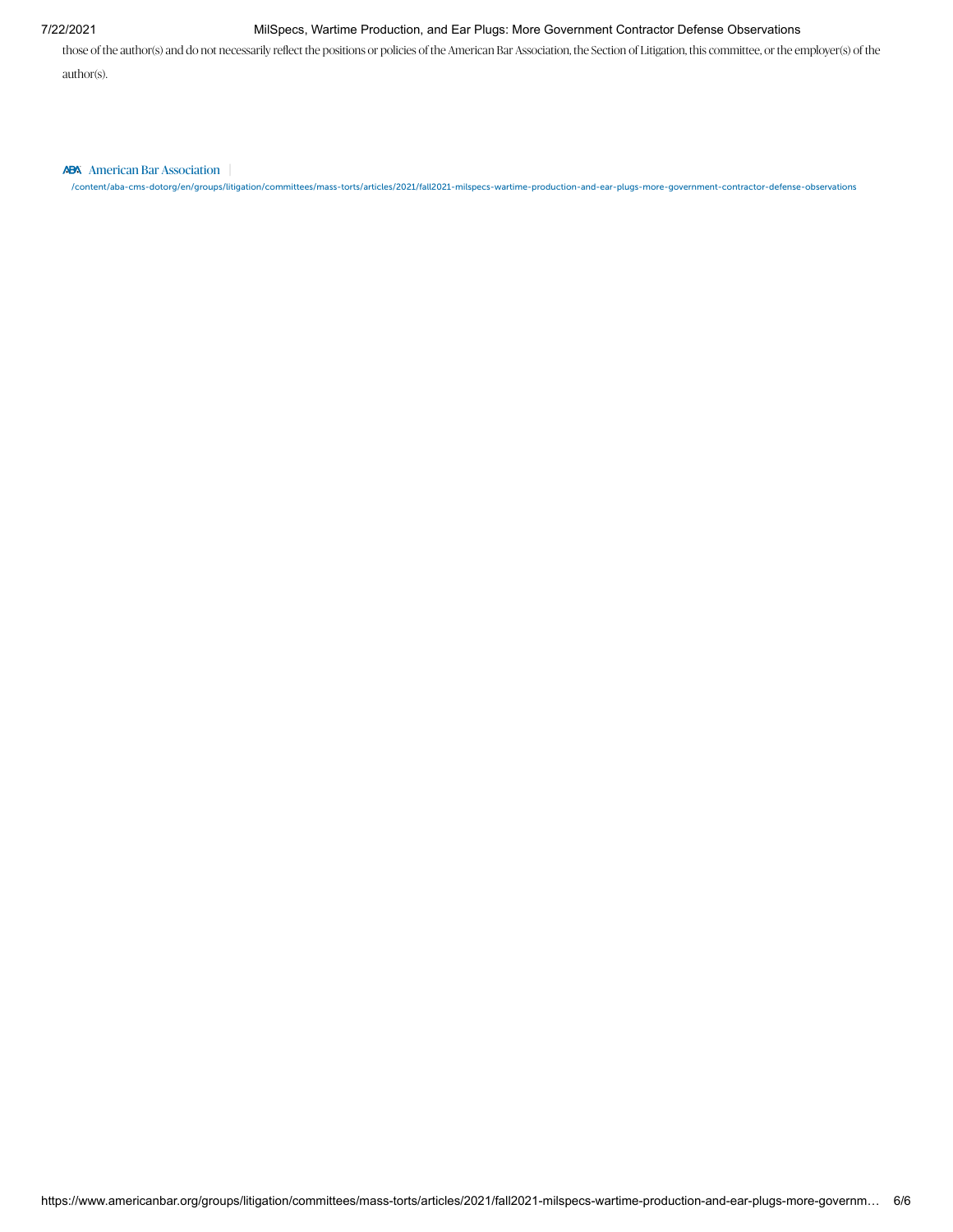those of the author(s) and do not necessarily reflect the positions or policies of the American Bar Association, the Section of Litigation, this committee, or the employer(s) of the author(s).

ABA American Bar Association |

/content/aba-cms-dotorg/en/groups/litigation/committees/mass-torts/articles/2021/fall2021-milspecs-wartime-production-and-ear-plugs-more-government-contractor-defense-observations